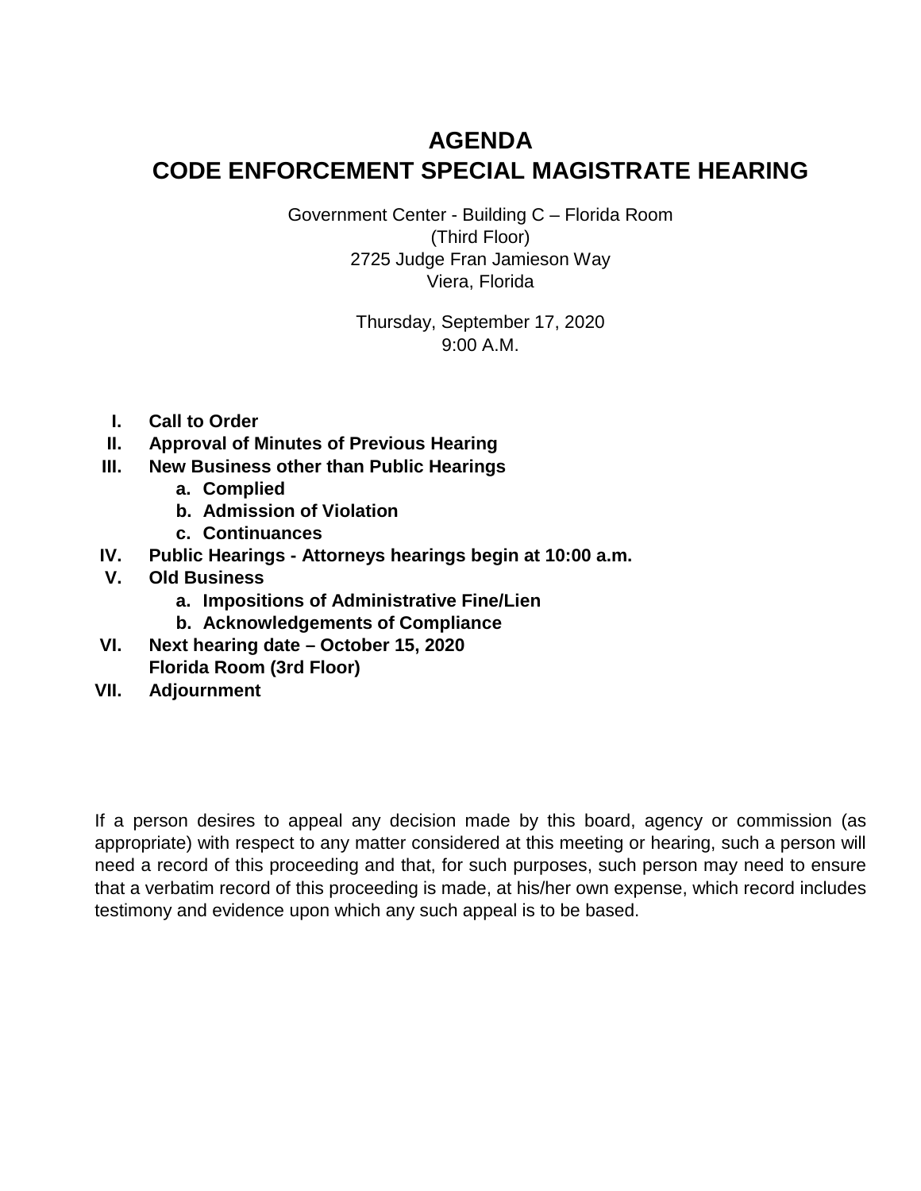# AGENDA
# CODE ENFORCEMENT SPECIAL MAGISTRATE HEARING

Government Center - Building C – Florida Room
(Third Floor)
2725 Judge Fran Jamieson Way
Viera, Florida

Thursday, September 17, 2020
9:00 A.M.

- **I. Call to Order**
- **II. Approval of Minutes of Previous Hearing**
- **III. New Business other than Public Hearings**
  - **a. Complied**
  - **b. Admission of Violation**
  - **c. Continuances**
- **IV. Public Hearings - Attorneys hearings begin at 10:00 a.m.**
- **V. Old Business**
  - **a. Impositions of Administrative Fine/Lien**
  - **b. Acknowledgements of Compliance**
- **VI. Next hearing date – October 15, 2020**
  **Florida Room (3rd Floor)**
- **VII. Adjournment**

If a person desires to appeal any decision made by this board, agency or commission (as appropriate) with respect to any matter considered at this meeting or hearing, such a person will need a record of this proceeding and that, for such purposes, such person may need to ensure that a verbatim record of this proceeding is made, at his/her own expense, which record includes testimony and evidence upon which any such appeal is to be based.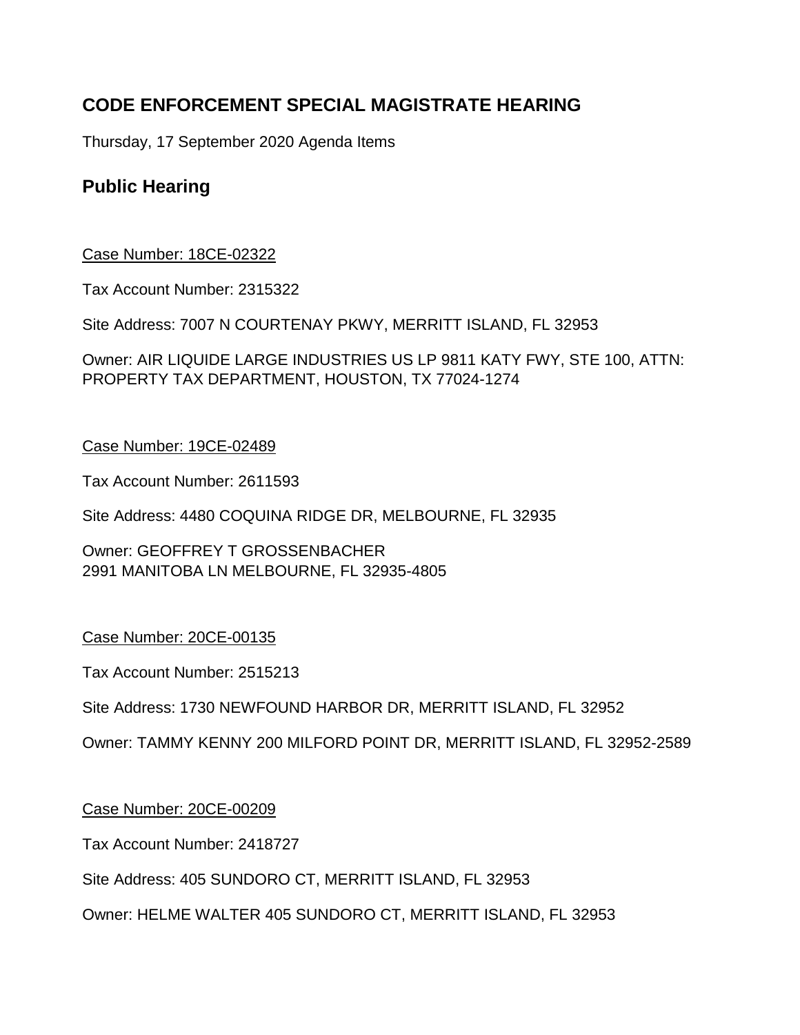## CODE ENFORCEMENT SPECIAL MAGISTRATE HEARING

Thursday, 17 September 2020 Agenda Items

### Public Hearing

Case Number: 18CE-02322

Tax Account Number: 2315322

Site Address: 7007 N COURTENAY PKWY, MERRITT ISLAND, FL 32953

Owner: AIR LIQUIDE LARGE INDUSTRIES US LP 9811 KATY FWY, STE 100, ATTN: PROPERTY TAX DEPARTMENT, HOUSTON, TX 77024-1274

Case Number: 19CE-02489

Tax Account Number: 2611593

Site Address: 4480 COQUINA RIDGE DR, MELBOURNE, FL 32935

Owner: GEOFFREY T GROSSENBACHER
2991 MANITOBA LN MELBOURNE, FL 32935-4805

Case Number: 20CE-00135

Tax Account Number: 2515213

Site Address: 1730 NEWFOUND HARBOR DR, MERRITT ISLAND, FL 32952

Owner: TAMMY KENNY 200 MILFORD POINT DR, MERRITT ISLAND, FL 32952-2589

Case Number: 20CE-00209

Tax Account Number: 2418727

Site Address: 405 SUNDORO CT, MERRITT ISLAND, FL 32953

Owner: HELME WALTER 405 SUNDORO CT, MERRITT ISLAND, FL 32953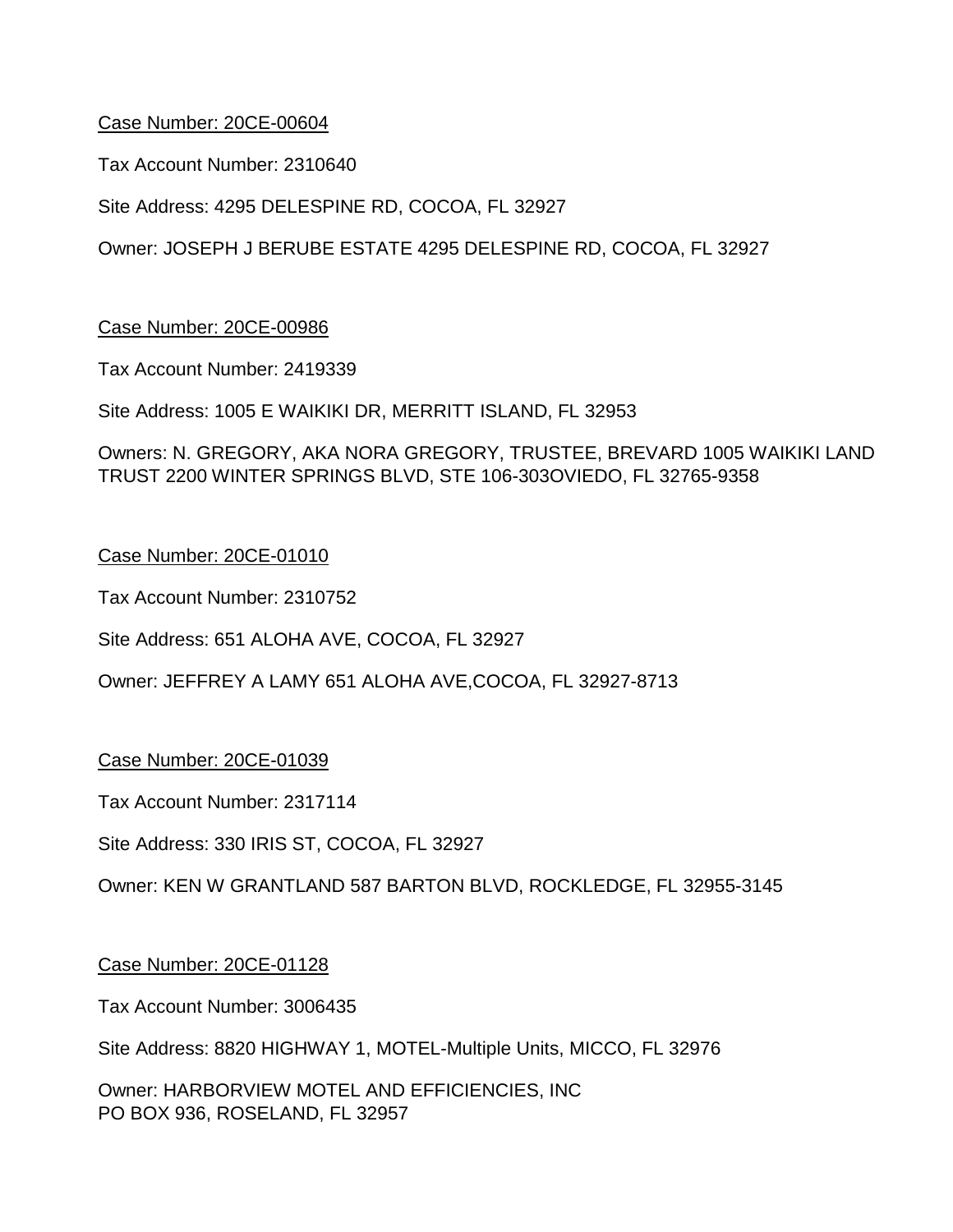Case Number: 20CE-00604

Tax Account Number: 2310640

Site Address: 4295 DELESPINE RD, COCOA, FL 32927

Owner: JOSEPH J BERUBE ESTATE 4295 DELESPINE RD, COCOA, FL 32927

Case Number: 20CE-00986

Tax Account Number: 2419339

Site Address: 1005 E WAIKIKI DR, MERRITT ISLAND, FL 32953

Owners: N. GREGORY, AKA NORA GREGORY, TRUSTEE, BREVARD 1005 WAIKIKI LAND TRUST 2200 WINTER SPRINGS BLVD, STE 106-303OVIEDO, FL 32765-9358

Case Number: 20CE-01010

Tax Account Number: 2310752

Site Address: 651 ALOHA AVE, COCOA, FL 32927

Owner: JEFFREY A LAMY 651 ALOHA AVE,COCOA, FL 32927-8713

Case Number: 20CE-01039

Tax Account Number: 2317114

Site Address: 330 IRIS ST, COCOA, FL 32927

Owner: KEN W GRANTLAND 587 BARTON BLVD, ROCKLEDGE, FL 32955-3145

Case Number: 20CE-01128

Tax Account Number: 3006435

Site Address: 8820 HIGHWAY 1, MOTEL-Multiple Units, MICCO, FL 32976

Owner: HARBORVIEW MOTEL AND EFFICIENCIES, INC
PO BOX 936, ROSELAND, FL 32957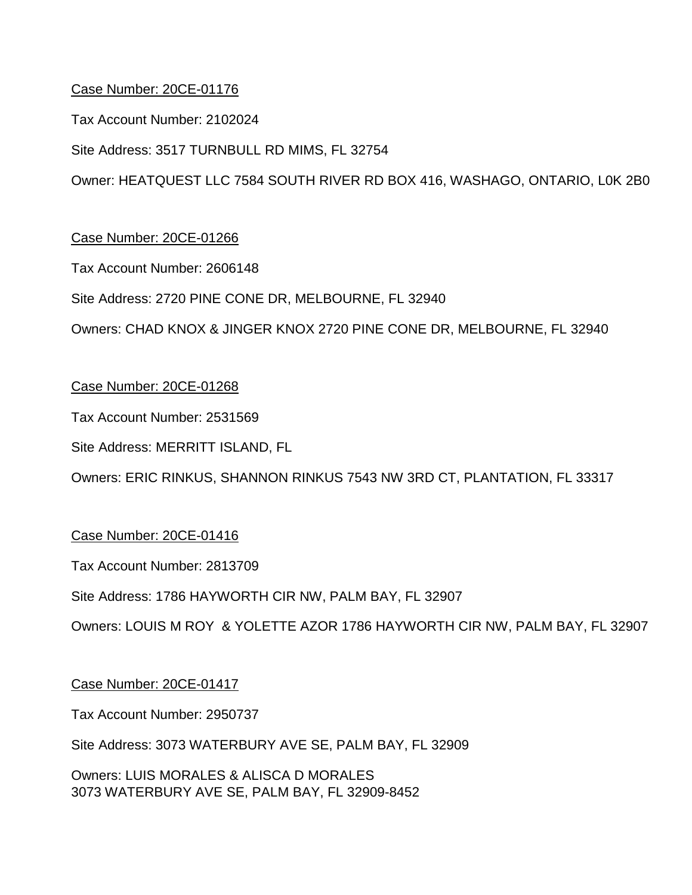Case Number: 20CE-01176

Tax Account Number: 2102024

Site Address: 3517 TURNBULL RD MIMS, FL 32754

Owner: HEATQUEST LLC 7584 SOUTH RIVER RD BOX 416, WASHAGO, ONTARIO, L0K 2B0

Case Number: 20CE-01266

Tax Account Number: 2606148

Site Address: 2720 PINE CONE DR, MELBOURNE, FL 32940

Owners: CHAD KNOX & JINGER KNOX 2720 PINE CONE DR, MELBOURNE, FL 32940

Case Number: 20CE-01268

Tax Account Number: 2531569

Site Address: MERRITT ISLAND, FL

Owners: ERIC RINKUS, SHANNON RINKUS 7543 NW 3RD CT, PLANTATION, FL 33317

Case Number: 20CE-01416

Tax Account Number: 2813709

Site Address: 1786 HAYWORTH CIR NW, PALM BAY, FL 32907

Owners: LOUIS M ROY & YOLETTE AZOR 1786 HAYWORTH CIR NW, PALM BAY, FL 32907

Case Number: 20CE-01417

Tax Account Number: 2950737

Site Address: 3073 WATERBURY AVE SE, PALM BAY, FL 32909

Owners: LUIS MORALES & ALISCA D MORALES
3073 WATERBURY AVE SE, PALM BAY, FL 32909-8452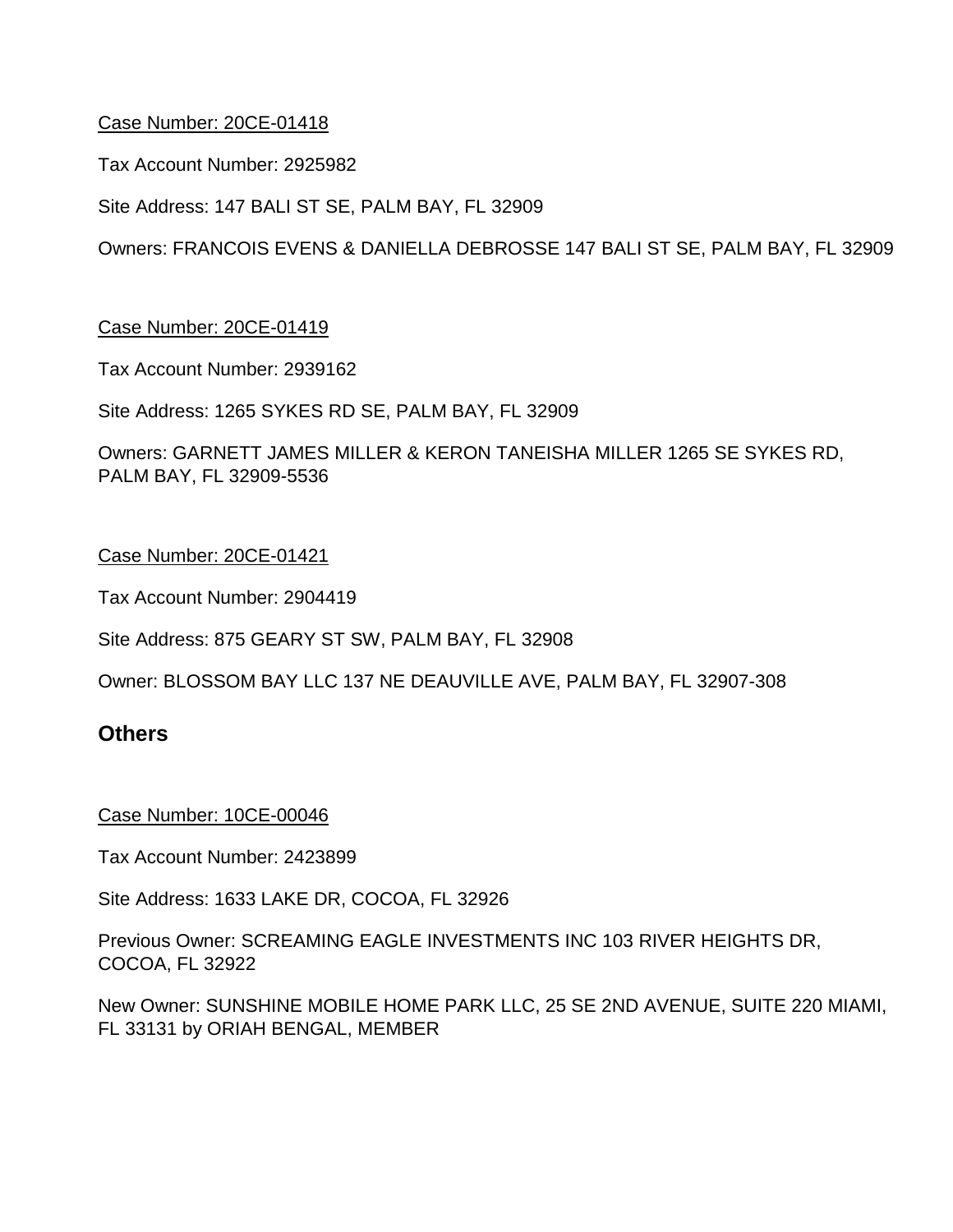Case Number: 20CE-01418

Tax Account Number: 2925982

Site Address: 147 BALI ST SE, PALM BAY, FL 32909

Owners: FRANCOIS EVENS & DANIELLA DEBROSSE 147 BALI ST SE, PALM BAY, FL 32909

Case Number: 20CE-01419

Tax Account Number: 2939162

Site Address: 1265 SYKES RD SE, PALM BAY, FL 32909

Owners: GARNETT JAMES MILLER & KERON TANEISHA MILLER 1265 SE SYKES RD, PALM BAY, FL 32909-5536

Case Number: 20CE-01421

Tax Account Number: 2904419

Site Address: 875 GEARY ST SW, PALM BAY, FL 32908

Owner: BLOSSOM BAY LLC 137 NE DEAUVILLE AVE, PALM BAY, FL 32907-308

## Others

Case Number: 10CE-00046

Tax Account Number: 2423899

Site Address: 1633 LAKE DR, COCOA, FL 32926

Previous Owner: SCREAMING EAGLE INVESTMENTS INC 103 RIVER HEIGHTS DR, COCOA, FL 32922

New Owner: SUNSHINE MOBILE HOME PARK LLC, 25 SE 2ND AVENUE, SUITE 220 MIAMI, FL 33131 by ORIAH BENGAL, MEMBER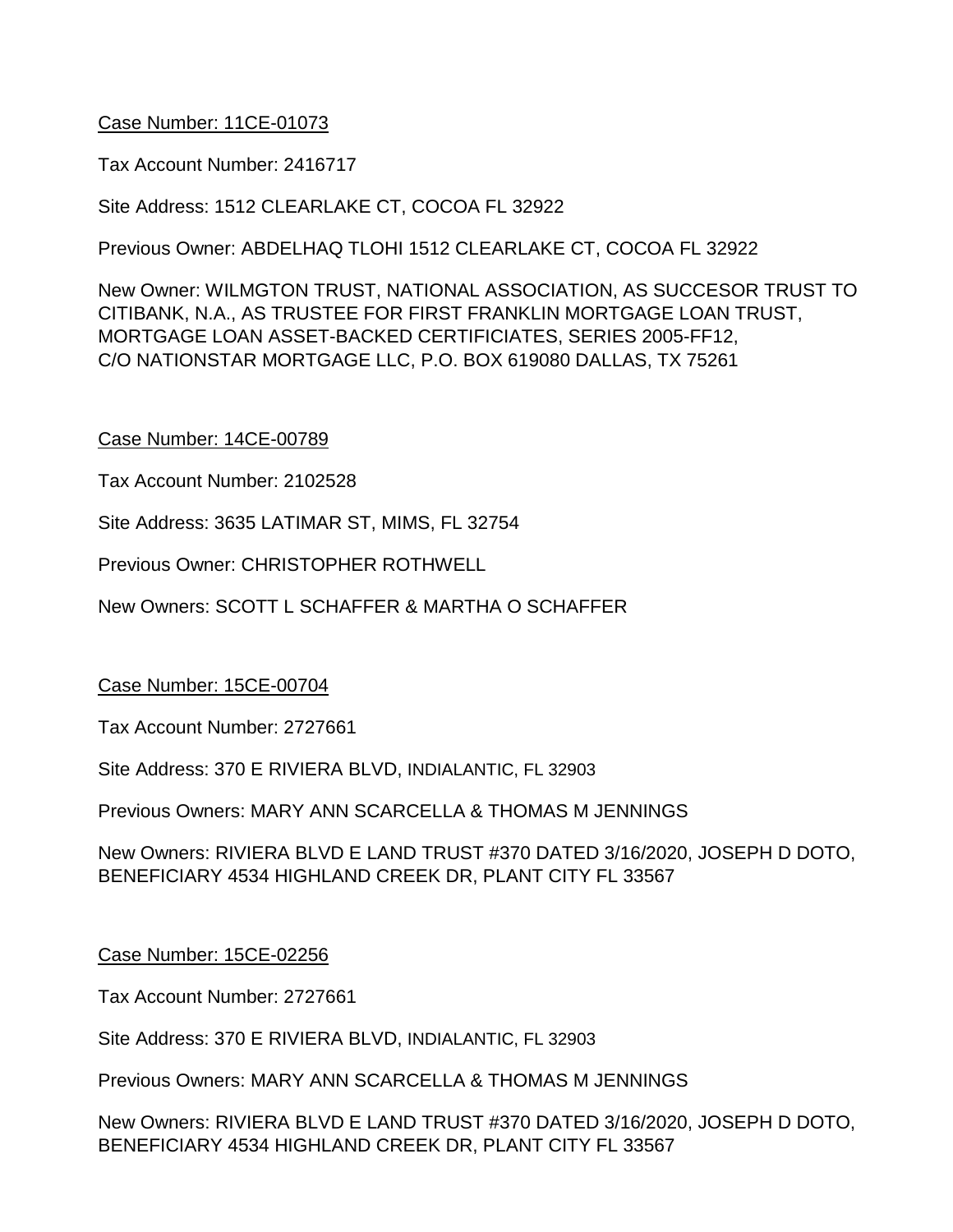Case Number: 11CE-01073

Tax Account Number: 2416717

Site Address: 1512 CLEARLAKE CT, COCOA FL 32922

Previous Owner: ABDELHAQ TLOHI 1512 CLEARLAKE CT, COCOA FL 32922

New Owner: WILMGTON TRUST, NATIONAL ASSOCIATION, AS SUCCESOR TRUST TO CITIBANK, N.A., AS TRUSTEE FOR FIRST FRANKLIN MORTGAGE LOAN TRUST, MORTGAGE LOAN ASSET-BACKED CERTIFICIATES, SERIES 2005-FF12, C/O NATIONSTAR MORTGAGE LLC, P.O. BOX 619080 DALLAS, TX 75261

Case Number: 14CE-00789

Tax Account Number: 2102528

Site Address: 3635 LATIMAR ST, MIMS, FL 32754

Previous Owner: CHRISTOPHER ROTHWELL

New Owners: SCOTT L SCHAFFER & MARTHA O SCHAFFER

Case Number: 15CE-00704

Tax Account Number: 2727661

Site Address: 370 E RIVIERA BLVD, INDIALANTIC, FL 32903

Previous Owners: MARY ANN SCARCELLA & THOMAS M JENNINGS

New Owners: RIVIERA BLVD E LAND TRUST #370 DATED 3/16/2020, JOSEPH D DOTO, BENEFICIARY 4534 HIGHLAND CREEK DR, PLANT CITY FL 33567

Case Number: 15CE-02256

Tax Account Number: 2727661

Site Address: 370 E RIVIERA BLVD, INDIALANTIC, FL 32903

Previous Owners: MARY ANN SCARCELLA & THOMAS M JENNINGS

New Owners: RIVIERA BLVD E LAND TRUST #370 DATED 3/16/2020, JOSEPH D DOTO, BENEFICIARY 4534 HIGHLAND CREEK DR, PLANT CITY FL 33567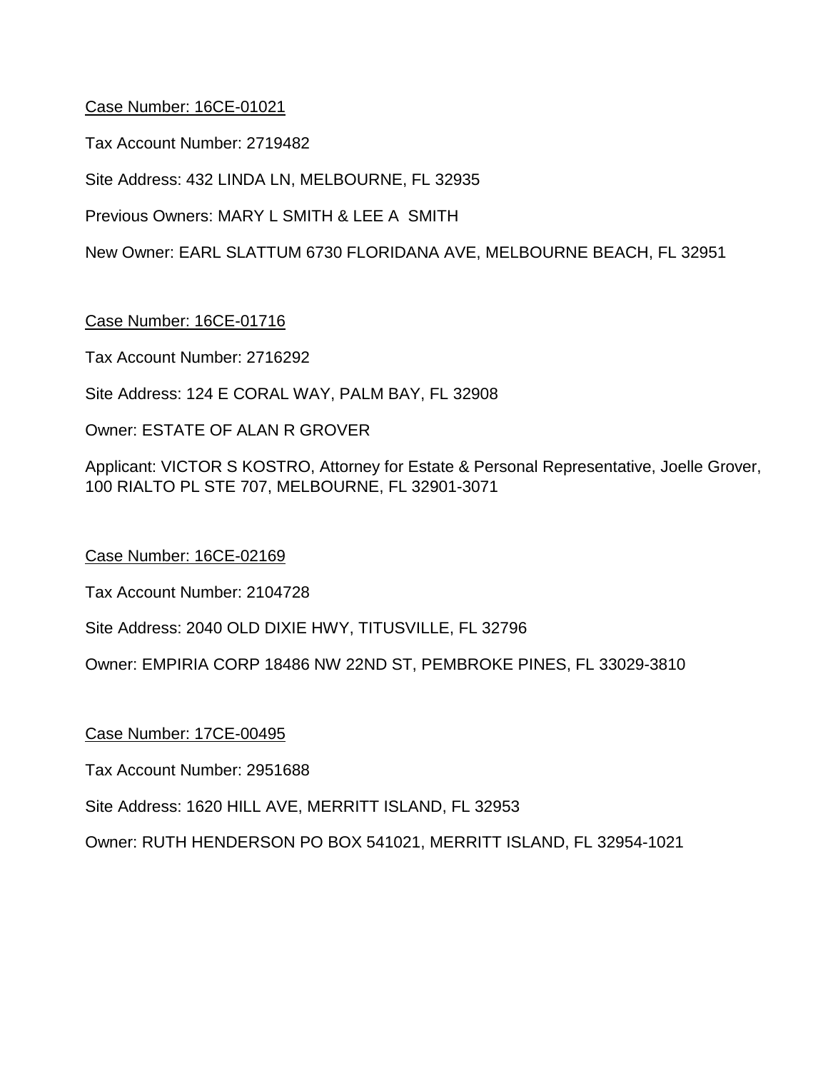<u>Case Number: 16CE-01021</u>

Tax Account Number: 2719482

Site Address: 432 LINDA LN, MELBOURNE, FL 32935

Previous Owners: MARY L SMITH & LEE A SMITH

New Owner: EARL SLATTUM 6730 FLORIDANA AVE, MELBOURNE BEACH, FL 32951

<u>Case Number: 16CE-01716</u>

Tax Account Number: 2716292

Site Address: 124 E CORAL WAY, PALM BAY, FL 32908

Owner: ESTATE OF ALAN R GROVER

Applicant: VICTOR S KOSTRO, Attorney for Estate & Personal Representative, Joelle Grover, 100 RIALTO PL STE 707, MELBOURNE, FL 32901-3071

<u>Case Number: 16CE-02169</u>

Tax Account Number: 2104728

Site Address: 2040 OLD DIXIE HWY, TITUSVILLE, FL 32796

Owner: EMPIRIA CORP 18486 NW 22ND ST, PEMBROKE PINES, FL 33029-3810

<u>Case Number: 17CE-00495</u>

Tax Account Number: 2951688

Site Address: 1620 HILL AVE, MERRITT ISLAND, FL 32953

Owner: RUTH HENDERSON PO BOX 541021, MERRITT ISLAND, FL 32954-1021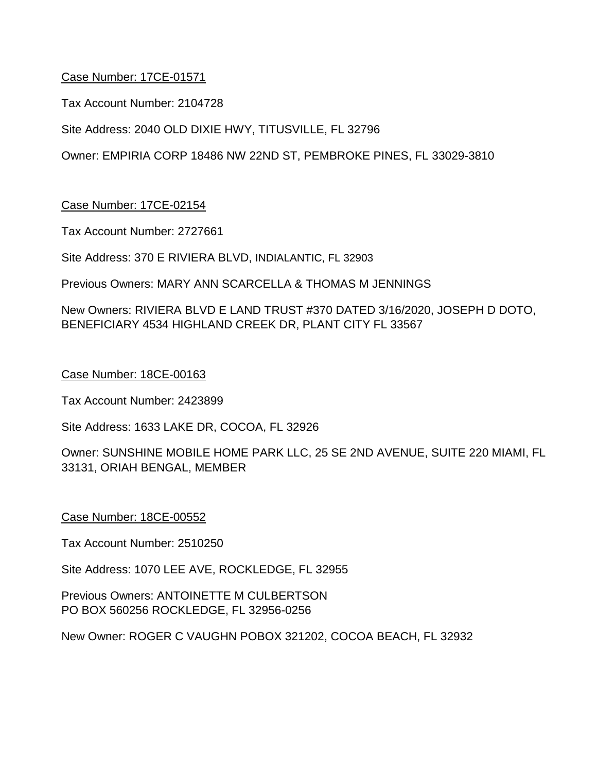Case Number: 17CE-01571

Tax Account Number: 2104728

Site Address: 2040 OLD DIXIE HWY, TITUSVILLE, FL 32796

Owner: EMPIRIA CORP 18486 NW 22ND ST, PEMBROKE PINES, FL 33029-3810

Case Number: 17CE-02154

Tax Account Number: 2727661

Site Address: 370 E RIVIERA BLVD, INDIALANTIC, FL 32903

Previous Owners: MARY ANN SCARCELLA & THOMAS M JENNINGS

New Owners: RIVIERA BLVD E LAND TRUST #370 DATED 3/16/2020, JOSEPH D DOTO, BENEFICIARY 4534 HIGHLAND CREEK DR, PLANT CITY FL 33567

Case Number: 18CE-00163

Tax Account Number: 2423899

Site Address: 1633 LAKE DR, COCOA, FL 32926

Owner: SUNSHINE MOBILE HOME PARK LLC, 25 SE 2ND AVENUE, SUITE 220 MIAMI, FL 33131, ORIAH BENGAL, MEMBER

Case Number: 18CE-00552

Tax Account Number: 2510250

Site Address: 1070 LEE AVE, ROCKLEDGE, FL 32955

Previous Owners: ANTOINETTE M CULBERTSON
PO BOX 560256 ROCKLEDGE, FL 32956-0256

New Owner: ROGER C VAUGHN POBOX 321202, COCOA BEACH, FL 32932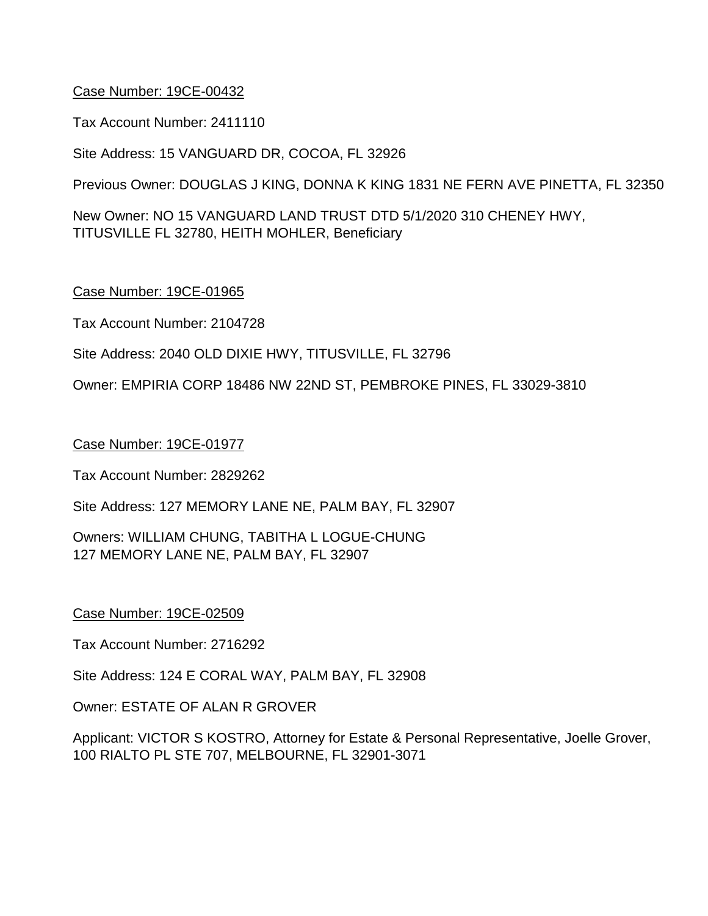Case Number: 19CE-00432

Tax Account Number: 2411110

Site Address: 15 VANGUARD DR, COCOA, FL 32926

Previous Owner: DOUGLAS J KING, DONNA K KING 1831 NE FERN AVE PINETTA, FL 32350

New Owner: NO 15 VANGUARD LAND TRUST DTD 5/1/2020 310 CHENEY HWY, TITUSVILLE FL 32780, HEITH MOHLER, Beneficiary

Case Number: 19CE-01965

Tax Account Number: 2104728

Site Address: 2040 OLD DIXIE HWY, TITUSVILLE, FL 32796

Owner: EMPIRIA CORP 18486 NW 22ND ST, PEMBROKE PINES, FL 33029-3810

Case Number: 19CE-01977

Tax Account Number: 2829262

Site Address: 127 MEMORY LANE NE, PALM BAY, FL 32907

Owners: WILLIAM CHUNG, TABITHA L LOGUE-CHUNG
127 MEMORY LANE NE, PALM BAY, FL 32907

Case Number: 19CE-02509

Tax Account Number: 2716292

Site Address: 124 E CORAL WAY, PALM BAY, FL 32908

Owner: ESTATE OF ALAN R GROVER

Applicant: VICTOR S KOSTRO, Attorney for Estate & Personal Representative, Joelle Grover, 100 RIALTO PL STE 707, MELBOURNE, FL 32901-3071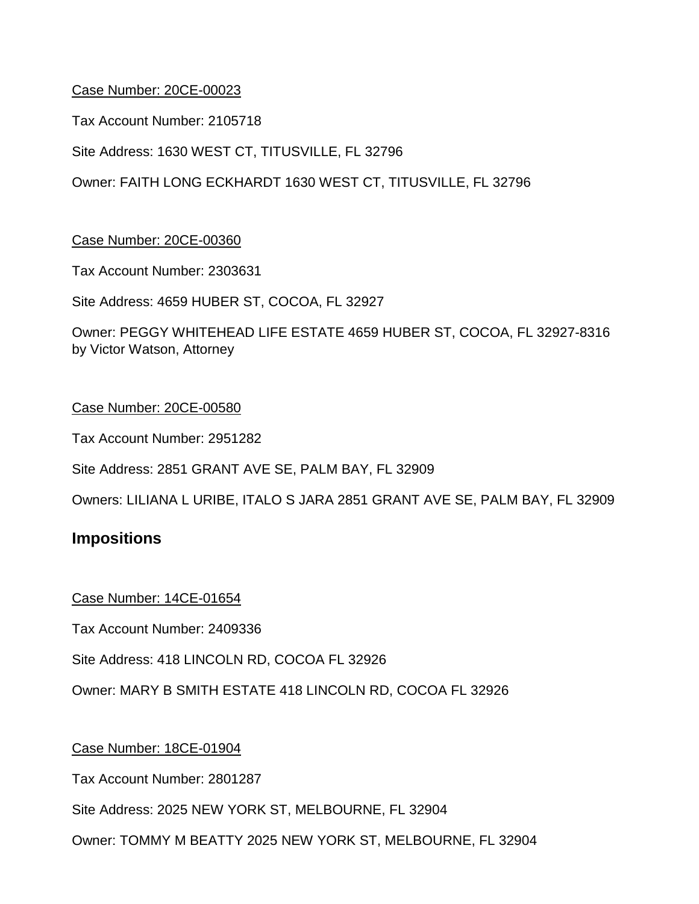Case Number: 20CE-00023

Tax Account Number: 2105718

Site Address: 1630 WEST CT, TITUSVILLE, FL 32796

Owner: FAITH LONG ECKHARDT 1630 WEST CT, TITUSVILLE, FL 32796

Case Number: 20CE-00360

Tax Account Number: 2303631

Site Address: 4659 HUBER ST, COCOA, FL 32927

Owner: PEGGY WHITEHEAD LIFE ESTATE 4659 HUBER ST, COCOA, FL 32927-8316 by Victor Watson, Attorney

Case Number: 20CE-00580

Tax Account Number: 2951282

Site Address: 2851 GRANT AVE SE, PALM BAY, FL 32909

Owners: LILIANA L URIBE, ITALO S JARA 2851 GRANT AVE SE, PALM BAY, FL 32909

## Impositions

Case Number: 14CE-01654

Tax Account Number: 2409336

Site Address: 418 LINCOLN RD, COCOA FL 32926

Owner: MARY B SMITH ESTATE 418 LINCOLN RD, COCOA FL 32926

Case Number: 18CE-01904

Tax Account Number: 2801287

Site Address: 2025 NEW YORK ST, MELBOURNE, FL 32904

Owner: TOMMY M BEATTY 2025 NEW YORK ST, MELBOURNE, FL 32904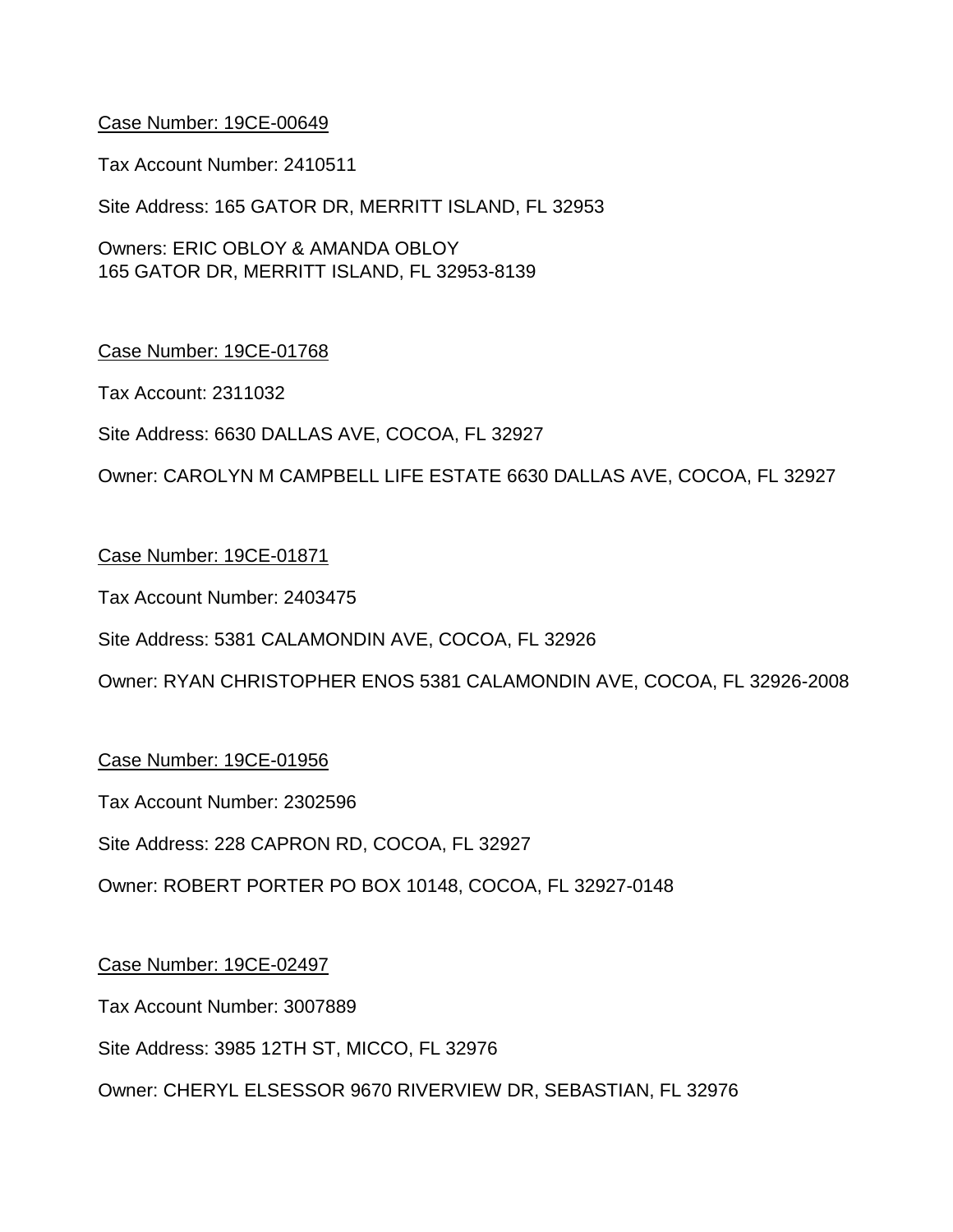<u>Case Number: 19CE-00649</u>

Tax Account Number: 2410511

Site Address: 165 GATOR DR, MERRITT ISLAND, FL 32953

Owners: ERIC OBLOY & AMANDA OBLOY
165 GATOR DR, MERRITT ISLAND, FL 32953-8139

<u>Case Number: 19CE-01768</u>

Tax Account: 2311032

Site Address: 6630 DALLAS AVE, COCOA, FL 32927

Owner: CAROLYN M CAMPBELL LIFE ESTATE 6630 DALLAS AVE, COCOA, FL 32927

<u>Case Number: 19CE-01871</u>

Tax Account Number: 2403475

Site Address: 5381 CALAMONDIN AVE, COCOA, FL 32926

Owner: RYAN CHRISTOPHER ENOS 5381 CALAMONDIN AVE, COCOA, FL 32926-2008

<u>Case Number: 19CE-01956</u>

Tax Account Number: 2302596

Site Address: 228 CAPRON RD, COCOA, FL 32927

Owner: ROBERT PORTER PO BOX 10148, COCOA, FL 32927-0148

<u>Case Number: 19CE-02497</u>

Tax Account Number: 3007889

Site Address: 3985 12TH ST, MICCO, FL 32976

Owner: CHERYL ELSESSOR 9670 RIVERVIEW DR, SEBASTIAN, FL 32976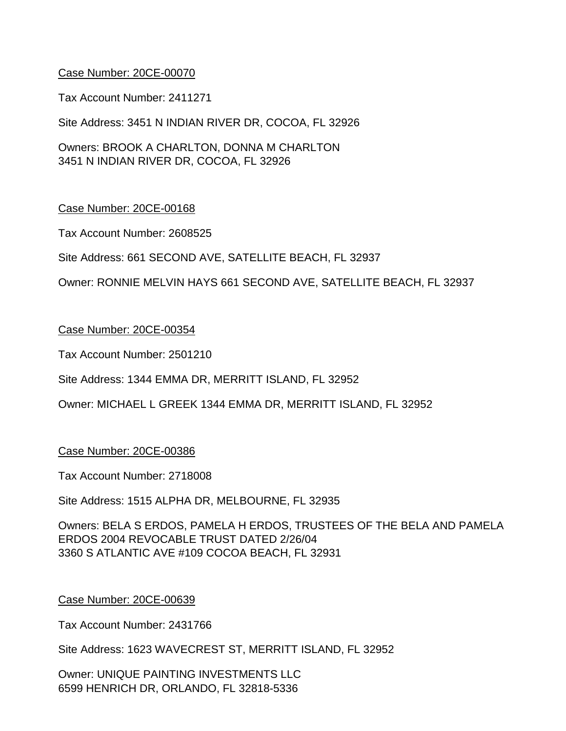<u>Case Number: 20CE-00070</u>

Tax Account Number: 2411271

Site Address: 3451 N INDIAN RIVER DR, COCOA, FL 32926

Owners: BROOK A CHARLTON, DONNA M CHARLTON
3451 N INDIAN RIVER DR, COCOA, FL 32926

<u>Case Number: 20CE-00168</u>

Tax Account Number: 2608525

Site Address: 661 SECOND AVE, SATELLITE BEACH, FL 32937

Owner: RONNIE MELVIN HAYS 661 SECOND AVE, SATELLITE BEACH, FL 32937

<u>Case Number: 20CE-00354</u>

Tax Account Number: 2501210

Site Address: 1344 EMMA DR, MERRITT ISLAND, FL 32952

Owner: MICHAEL L GREEK 1344 EMMA DR, MERRITT ISLAND, FL 32952

<u>Case Number: 20CE-00386</u>

Tax Account Number: 2718008

Site Address: 1515 ALPHA DR, MELBOURNE, FL 32935

Owners: BELA S ERDOS, PAMELA H ERDOS, TRUSTEES OF THE BELA AND PAMELA ERDOS 2004 REVOCABLE TRUST DATED 2/26/04
3360 S ATLANTIC AVE #109 COCOA BEACH, FL 32931

<u>Case Number: 20CE-00639</u>

Tax Account Number: 2431766

Site Address: 1623 WAVECREST ST, MERRITT ISLAND, FL 32952

Owner: UNIQUE PAINTING INVESTMENTS LLC
6599 HENRICH DR, ORLANDO, FL 32818-5336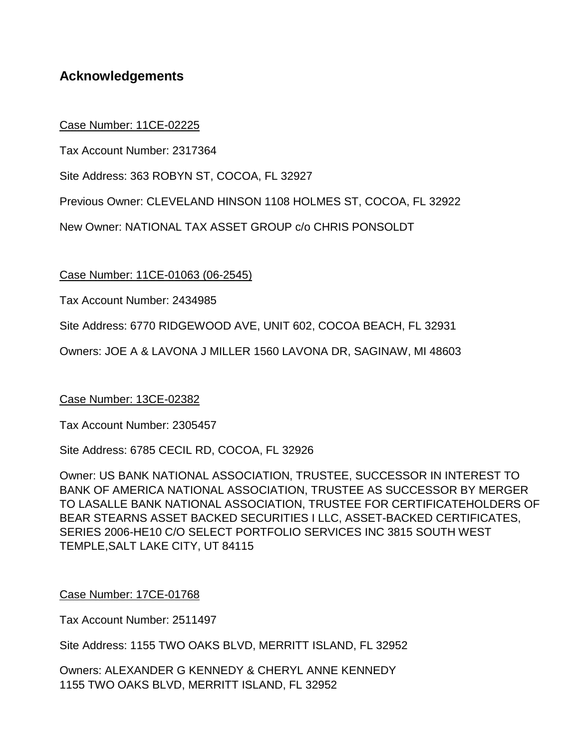## Acknowledgements

Case Number: 11CE-02225

Tax Account Number: 2317364

Site Address: 363 ROBYN ST, COCOA, FL 32927

Previous Owner: CLEVELAND HINSON 1108 HOLMES ST, COCOA, FL 32922

New Owner: NATIONAL TAX ASSET GROUP c/o CHRIS PONSOLDT

Case Number: 11CE-01063 (06-2545)

Tax Account Number: 2434985

Site Address: 6770 RIDGEWOOD AVE, UNIT 602, COCOA BEACH, FL 32931

Owners: JOE A & LAVONA J MILLER 1560 LAVONA DR, SAGINAW, MI 48603

Case Number: 13CE-02382

Tax Account Number: 2305457

Site Address: 6785 CECIL RD, COCOA, FL 32926

Owner: US BANK NATIONAL ASSOCIATION, TRUSTEE, SUCCESSOR IN INTEREST TO BANK OF AMERICA NATIONAL ASSOCIATION, TRUSTEE AS SUCCESSOR BY MERGER TO LASALLE BANK NATIONAL ASSOCIATION, TRUSTEE FOR CERTIFICATEHOLDERS OF BEAR STEARNS ASSET BACKED SECURITIES I LLC, ASSET-BACKED CERTIFICATES, SERIES 2006-HE10 C/O SELECT PORTFOLIO SERVICES INC 3815 SOUTH WEST TEMPLE,SALT LAKE CITY, UT 84115

Case Number: 17CE-01768

Tax Account Number: 2511497

Site Address: 1155 TWO OAKS BLVD, MERRITT ISLAND, FL 32952

Owners: ALEXANDER G KENNEDY & CHERYL ANNE KENNEDY
1155 TWO OAKS BLVD, MERRITT ISLAND, FL 32952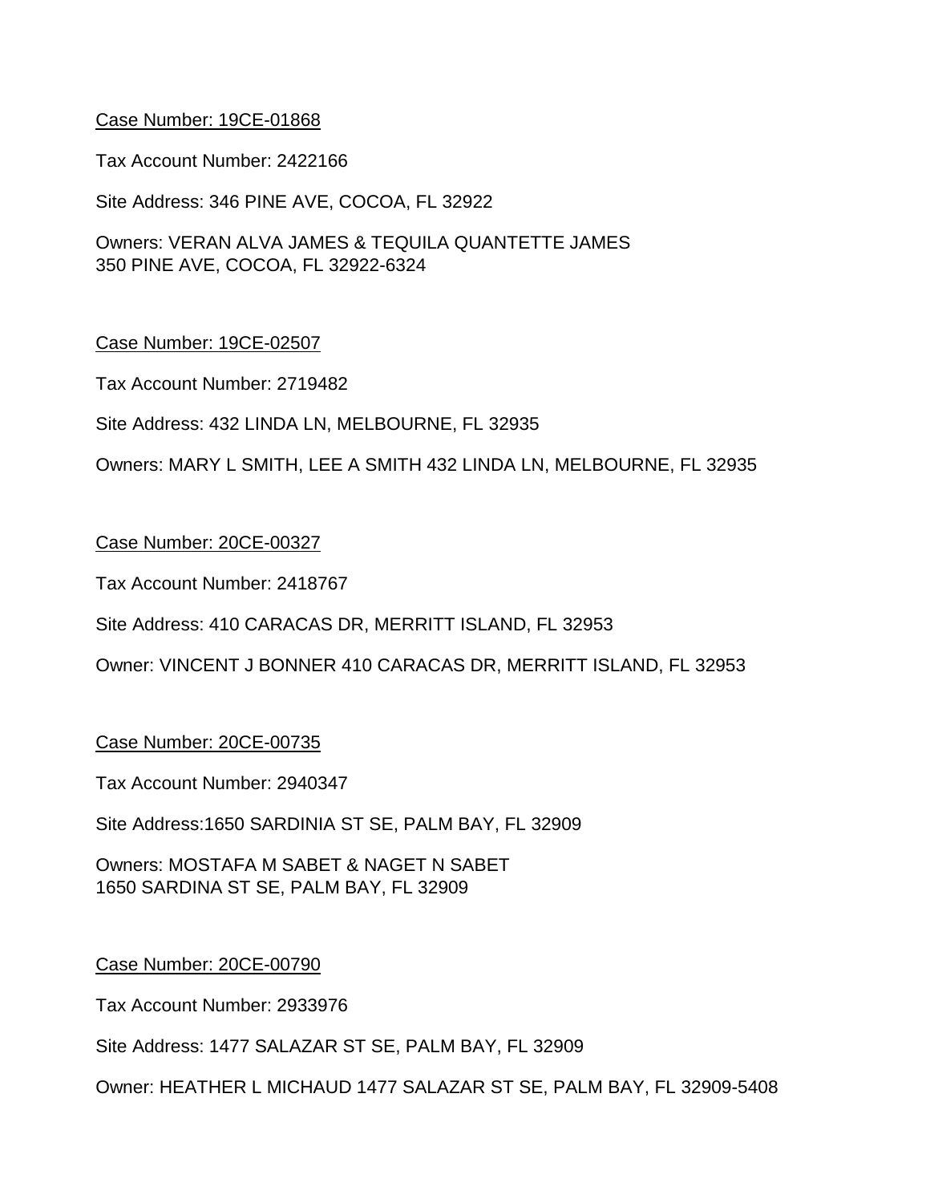Case Number: 19CE-01868

Tax Account Number: 2422166

Site Address: 346 PINE AVE, COCOA, FL 32922

Owners: VERAN ALVA JAMES & TEQUILA QUANTETTE JAMES
350 PINE AVE, COCOA, FL 32922-6324

Case Number: 19CE-02507

Tax Account Number: 2719482

Site Address: 432 LINDA LN, MELBOURNE, FL 32935

Owners: MARY L SMITH, LEE A SMITH 432 LINDA LN, MELBOURNE, FL 32935

Case Number: 20CE-00327

Tax Account Number: 2418767

Site Address: 410 CARACAS DR, MERRITT ISLAND, FL 32953

Owner: VINCENT J BONNER 410 CARACAS DR, MERRITT ISLAND, FL 32953

Case Number: 20CE-00735

Tax Account Number: 2940347

Site Address:1650 SARDINIA ST SE, PALM BAY, FL 32909

Owners: MOSTAFA M SABET & NAGET N SABET
1650 SARDINA ST SE, PALM BAY, FL 32909

Case Number: 20CE-00790

Tax Account Number: 2933976

Site Address: 1477 SALAZAR ST SE, PALM BAY, FL 32909

Owner: HEATHER L MICHAUD 1477 SALAZAR ST SE, PALM BAY, FL 32909-5408